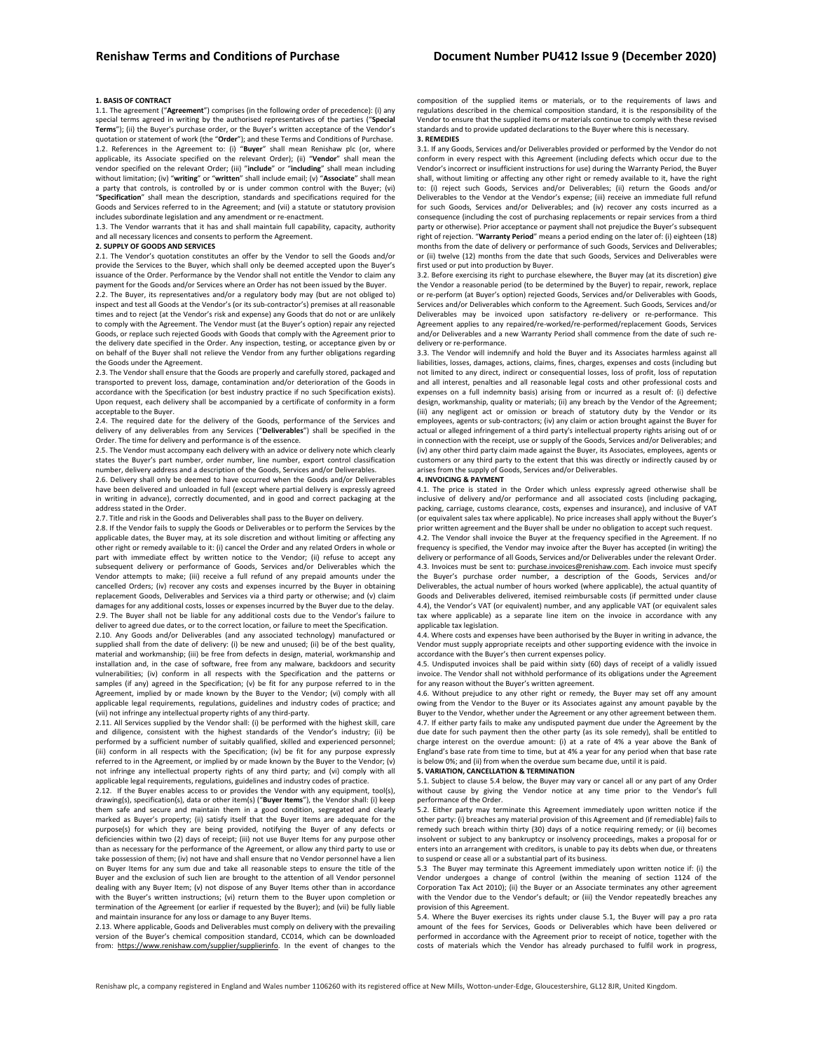## 1. BASIS OF CONTRACT

1.1. The agreement ("**Agreement**") comprises (in the following order of precedence): (i) any special terms agreed in writing by the authorised representatives of the parties ("**Special Terms**"); (ii) the Buyer's purchase order, or the Buyer's written acceptance of the Vendor's quotation or statement of work (the "**Order**"); and these Terms and Conditions of Purchase.

1.2. References in the Agreement to: (i) "**Buyer**" shall mean Renishaw plc (or, where applicable, its Associate specified on the relevant Order); (ii) "**Vendor**" shall mean the vendor specified on the relevant Order; (iii) "**include**" or "**including**" shall mean including without limitation; (iv) "**writing**" or "**written**" shall include email; (v) "**Associate**" shall mean a party that controls, is controlled by or is under common control with the Buyer; (vi) "**Specification**" shall mean the description, standards and specifications required for the Goods and Services referred to in the Agreement; and (vii) a statute or statutory provision includes subordinate legislation and any amendment or re-enactment.

1.3. The Vendor warrants that it has and shall maintain full capability, capacity, authority and all necessary licences and consents to perform the Agreement.

## 2. SUPPLY OF GOODS AND SERVICES

2.1. The Vendor's quotation constitutes an offer by the Vendor to sell the Goods and/or provide the Services to the Buyer, which shall only be deemed accepted upon the Buyer's issuance of the Order. Performance by the Vendor shall not entitle the Vendor to claim any payment for the Goods and/or Services where an Order has not been issued by the Buyer.

2.2. The Buyer, its representatives and/or a regulatory body may (but are not obliged to) inspect and test all Goods at the Vendor's (or its sub-contractor's) premises at all reasonable times and to reject (at the Vendor's risk and expense) any Goods that do not or are unlikely to comply with the Agreement. The Vendor must (at the Buyer's option) repair any rejected Goods, or replace such rejected Goods with Goods that comply with the Agreement prior to the delivery date specified in the Order. Any inspection, testing, or acceptance given by or on behalf of the Buyer shall not relieve the Vendor from any further obligations regarding the Goods under the Agreement.

2.3. The Vendor shall ensure that the Goods are properly and carefully stored, packaged and transported to prevent loss, damage, contamination and/or deterioration of the Goods in accordance with the Specification (or best industry practice if no such Specification exists). Upon request, each delivery shall be accompanied by a certificate of conformity in a form acceptable to the Buyer.

2.4. The required date for the delivery of the Goods, performance of the Services and delivery of any deliverables from any Services ("**Deliverables**") shall be specified in the Order. The time for delivery and performance is of the essence.

2.5. The Vendor must accompany each delivery with an advice or delivery note which clearly states the Buyer's part number, order number, line number, export control classification number, delivery address and a description of the Goods, Services and/or Deliverables.

2.6. Delivery shall only be deemed to have occurred when the Goods and/or Deliverables have been delivered and unloaded in full (except where partial delivery is expressly agreed in writing in advance), correctly documented, and in good and correct packaging at the address stated in the Order.

2.7. Title and risk in the Goods and Deliverables shall pass to the Buyer on delivery.

2.8. If the Vendor fails to supply the Goods or Deliverables or to perform the Services by the applicable dates, the Buyer may, at its sole discretion and without limiting or affecting any other right or remedy available to it: (i) cancel the Order and any related Orders in whole or part with immediate effect by written notice to the Vendor; (ii) refuse to accept any subsequent delivery or performance of Goods, Services and/or Deliverables which the Vendor attempts to make; (iii) receive a full refund of any prepaid amounts under the cancelled Orders; (iv) recover any costs and expenses incurred by the Buyer in obtaining replacement Goods, Deliverables and Services via a third party or otherwise; and (v) claim damages for any additional costs, losses or expenses incurred by the Buyer due to the delay.

2.9. The Buyer shall not be liable for any additional costs due to the Vendor's failure to deliver to agreed due dates, or to the correct location, or failure to meet the Specification.

2.10. Any Goods and/or Deliverables (and any associated technology) manufactured or supplied shall from the date of delivery: (i) be new and unused; (ii) be of the best quality, material and workmanship; (iii) be free from defects in design, material, workmanship and installation and, in the case of software, free from any malware, backdoors and security vulnerabilities; (iv) conform in all respects with the Specification and the patterns or samples (if any) agreed in the Specification; (v) be fit for any purpose referred to in the Agreement, implied by or made known by the Buyer to the Vendor; (vi) comply with all applicable legal requirements, regulations, guidelines and industry codes of practice; and (vii) not infringe any intellectual property rights of any third-party.

2.11. All Services supplied by the Vendor shall: (i) be performed with the highest skill, care and diligence, consistent with the highest standards of the Vendor's industry; (ii) be performed by a sufficient number of suitably qualified, skilled and experienced personnel; (iii) conform in all respects with the Specification; (iv) be fit for any purpose expressly referred to in the Agreement, or implied by or made known by the Buyer to the Vendor; (v) not infringe any intellectual property rights of any third party; and (vi) comply with all applicable legal requirements, regulations, guidelines and industry codes of practice.

2.12. If the Buyer enables access to or provides the Vendor with any equipment, tool(s), drawing(s), specification(s), data or other item(s) ("**Buyer Items**"), the Vendor shall: (i) keep them safe and secure and maintain them in a good condition, segregated and clearly marked as Buyer's property; (ii) satisfy itself that the Buyer Items are adequate for the purpose(s) for which they are being provided, notifying the Buyer of any defects or deficiencies within two (2) days of receipt; (iii) not use Buyer Items for any purpose other than as necessary for the performance of the Agreement, or allow any third party to use or take possession of them; (iv) not have and shall ensure that no Vendor personnel have a lien on Buyer Items for any sum due and take all reasonable steps to ensure the title of the Buyer and the exclusion of such lien are brought to the attention of all Vendor personnel dealing with any Buyer Item; (v) not dispose of any Buyer Items other than in accordance with the Buyer's written instructions; (vi) return them to the Buyer upon completion or termination of the Agreement (or earlier if requested by the Buyer); and (vii) be fully liable and maintain insurance for any loss or damage to any Buyer Items.

2.13. Where applicable, Goods and Deliverables must comply on delivery with the prevailing version of the Buyer's chemical composition standard, CC014, which can be downloaded from: https://www.renishaw.com/supplier/supplierinfo. In the event of changes to the composition of the supplied items or materials, or to the requirements of laws and regulations described in the chemical composition standard, it is the responsibility of the Vendor to ensure that the supplied items or materials continue to comply with these revised standards and to provide updated declarations to the Buyer where this is necessary.

## 3. REMEDIES

3.1. If any Goods, Services and/or Deliverables provided or performed by the Vendor do not conform in every respect with this Agreement (including defects which occur due to the Vendor's incorrect or insufficient instructions for use) during the Warranty Period, the Buyer shall, without limiting or affecting any other right or remedy available to it, have the right to: (i) reject such Goods, Services and/or Deliverables; (ii) return the Goods and/or Deliverables to the Vendor at the Vendor's expense; (iii) receive an immediate full refund for such Goods, Services and/or Deliverables; and (iv) recover any costs incurred as a consequence (including the cost of purchasing replacements or repair services from a third party or otherwise). Prior acceptance or payment shall not prejudice the Buyer's subsequent right of rejection. "**Warranty Period**" means a period ending on the later of: (i) eighteen (18) months from the date of delivery or performance of such Goods, Services and Deliverables; or (ii) twelve (12) months from the date that such Goods, Services and Deliverables were first used or put into production by Buyer.

3.2. Before exercising its right to purchase elsewhere, the Buyer may (at its discretion) give the Vendor a reasonable period (to be determined by the Buyer) to repair, rework, replace or re-perform (at Buyer's option) rejected Goods, Services and/or Deliverables with Goods, Services and/or Deliverables which conform to the Agreement. Such Goods, Services and/or Deliverables may be invoiced upon satisfactory re-delivery or re-performance. This Agreement applies to any repaired/re-worked/re-performed/replacement Goods, Services and/or Deliverables and a new Warranty Period shall commence from the date of such re-delivery or re-performance.

3.3. The Vendor will indemnify and hold the Buyer and its Associates harmless against all liabilities, losses, damages, actions, claims, fines, charges, expenses and costs (including but not limited to any direct, indirect or consequential losses, loss of profit, loss of reputation and all interest, penalties and all reasonable legal costs and other professional costs and expenses on a full indemnity basis) arising from or incurred as a result of: (i) defective design, workmanship, quality or materials; (ii) any breach by the Vendor of the Agreement; (iii) any negligent act or omission or breach of statutory duty by the Vendor or its employees, agents or sub-contractors; (iv) any claim or action brought against the Buyer for actual or alleged infringement of a third party's intellectual property rights arising out of or in connection with the receipt, use or supply of the Goods, Services and/or Deliverables; and (iv) any other third party claim made against the Buyer, its Associates, employees, agents or customers or any third party to the extent that this was directly or indirectly caused by or arises from the supply of Goods, Services and/or Deliverables.

## 4. INVOICING & PAYMENT

4.1. The price is stated in the Order which unless expressly agreed otherwise shall be inclusive of delivery and/or performance and all associated costs (including packaging, packing, carriage, customs clearance, costs, expenses and insurance), and inclusive of VAT (or equivalent sales tax where applicable). No price increases shall apply without the Buyer's prior written agreement and the Buyer shall be under no obligation to accept such request.

4.2. The Vendor shall invoice the Buyer at the frequency specified in the Agreement. If no frequency is specified, the Vendor may invoice after the Buyer has accepted (in writing) the delivery or performance of all Goods, Services and/or Deliverables under the relevant Order.

4.3. Invoices must be sent to: purchase.invoices@renishaw.com. Each invoice must specify the Buyer's purchase order number, a description of the Goods, Services and/or Deliverables, the actual number of hours worked (where applicable), the actual quantity of Goods and Deliverables delivered, itemised reimbursable costs (if permitted under clause 4.4), the Vendor's VAT (or equivalent) number, and any applicable VAT (or equivalent sales tax where applicable) as a separate line item on the invoice in accordance with any applicable tax legislation.

4.4. Where costs and expenses have been authorised by the Buyer in writing in advance, the Vendor must supply appropriate receipts and other supporting evidence with the invoice in accordance with the Buyer's then current expenses policy.

4.5. Undisputed invoices shall be paid within sixty (60) days of receipt of a validly issued invoice. The Vendor shall not withhold performance of its obligations under the Agreement for any reason without the Buyer's written agreement.

4.6. Without prejudice to any other right or remedy, the Buyer may set off any amount owing from the Vendor to the Buyer or its Associates against any amount payable by the Buyer to the Vendor, whether under the Agreement or any other agreement between them.

4.7. If either party fails to make any undisputed payment due under the Agreement by the due date for such payment then the other party (as its sole remedy), shall be entitled to charge interest on the overdue amount: (i) at a rate of 4% a year above the Bank of England's base rate from time to time, but at 4% a year for any period when that base rate is below 0%; and (ii) from when the overdue sum became due, until it is paid.

## 5. VARIATION, CANCELLATION & TERMINATION

5.1. Subject to clause 5.4 below, the Buyer may vary or cancel all or any part of any Order without cause by giving the Vendor notice at any time prior to the Vendor's full performance of the Order.

5.2. Either party may terminate this Agreement immediately upon written notice if the other party: (i) breaches any material provision of this Agreement and (if remediable) fails to remedy such breach within thirty (30) days of a notice requiring remedy; or (ii) becomes insolvent or subject to any bankruptcy or insolvency proceedings, makes a proposal for or enters into an arrangement with creditors, is unable to pay its debts when due, or threatens to suspend or cease all or a substantial part of its business.

5.3 The Buyer may terminate this Agreement immediately upon written notice if: (i) the Vendor undergoes a change of control (within the meaning of section 1124 of the Corporation Tax Act 2010); (ii) the Buyer or an Associate terminates any other agreement with the Vendor due to the Vendor's default; or (iii) the Vendor repeatedly breaches any provision of this Agreement.

5.4. Where the Buyer exercises its rights under clause 5.1, the Buyer will pay a pro rata amount of the fees for Services, Goods or Deliverables which have been delivered or performed in accordance with the Agreement prior to receipt of notice, together with the costs of materials which the Vendor has already purchased to fulfil work in progress,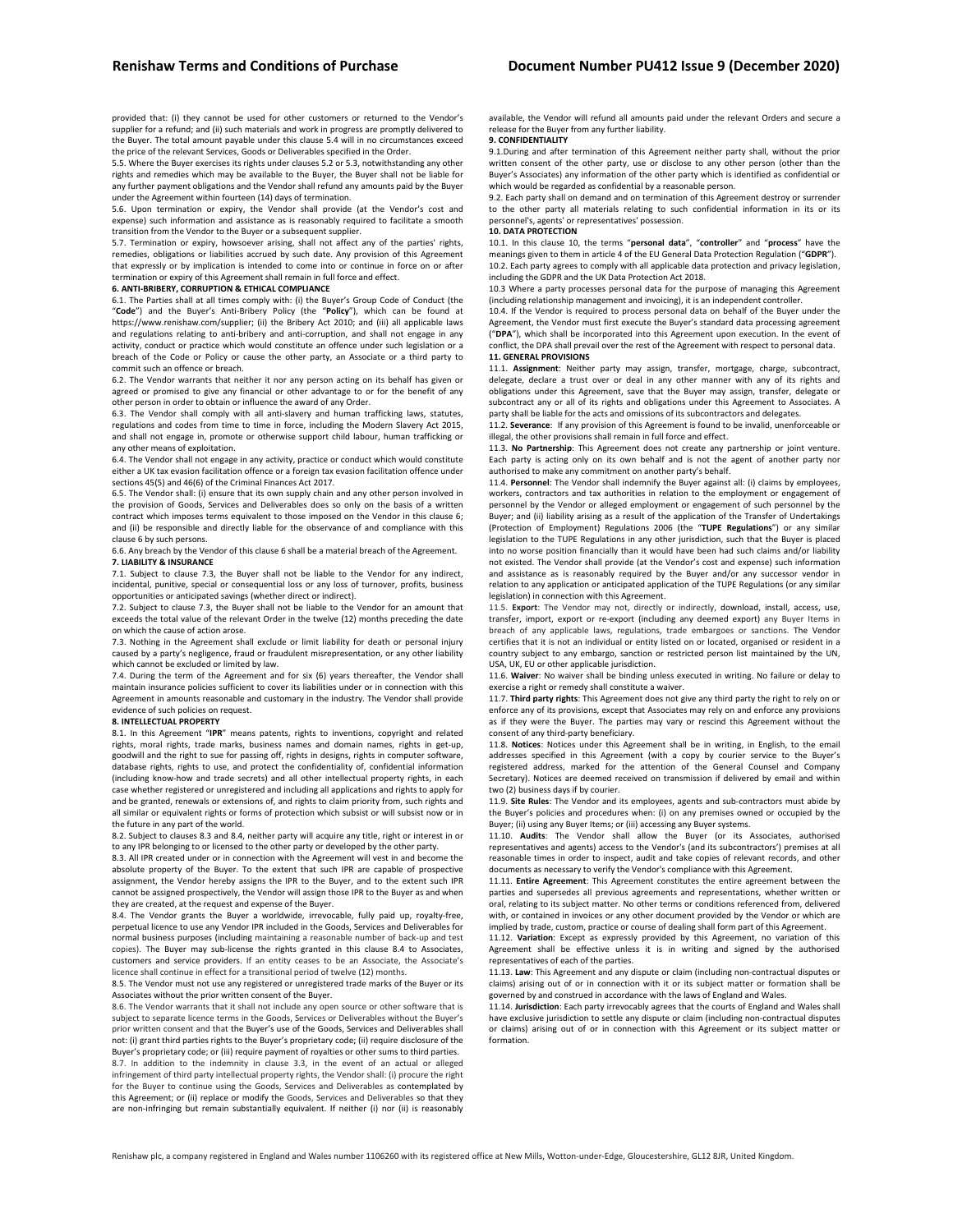provided that: (i) they cannot be used for other customers or returned to the Vendor's supplier for a refund; and (ii) such materials and work in progress are promptly delivered to the Buyer. The total amount payable under this clause 5.4 will in no circumstances exceed the price of the relevant Services, Goods or Deliverables specified in the Order.

5.5. Where the Buyer exercises its rights under clauses 5.2 or 5.3, notwithstanding any other rights and remedies which may be available to the Buyer, the Buyer shall not be liable for any further payment obligations and the Vendor shall refund any amounts paid by the Buyer under the Agreement within fourteen (14) days of termination.

5.6. Upon termination or expiry, the Vendor shall provide (at the Vendor's cost and expense) such information and assistance as is reasonably required to facilitate a smooth transition from the Vendor to the Buyer or a subsequent supplier.

5.7. Termination or expiry, howsoever arising, shall not affect any of the parties' rights, remedies, obligations or liabilities accrued by such date. Any provision of this Agreement that expressly or by implication is intended to come into or continue in force on or after termination or expiry of this Agreement shall remain in full force and effect.

**6. ANTI-BRIBERY, CORRUPTION & ETHICAL COMPLIANCE**

6.1. The Parties shall at all times comply with: (i) the Buyer's Group Code of Conduct (the "**Code**") and the Buyer's Anti-Bribery Policy (the "**Policy**"), which can be found at https://www.renishaw.com/supplier; (ii) the Bribery Act 2010; and (iii) all applicable laws and regulations relating to anti-bribery and anti-corruption, and shall not engage in any activity, conduct or practice which would constitute an offence under such legislation or a breach of the Code or Policy or cause the other party, an Associate or a third party to commit such an offence or breach.

6.2. The Vendor warrants that neither it nor any person acting on its behalf has given or agreed or promised to give any financial or other advantage to or for the benefit of any other person in order to obtain or influence the award of any Order.

6.3. The Vendor shall comply with all anti-slavery and human trafficking laws, statutes, regulations and codes from time to time in force, including the Modern Slavery Act 2015, and shall not engage in, promote or otherwise support child labour, human trafficking or any other means of exploitation.

6.4. The Vendor shall not engage in any activity, practice or conduct which would constitute either a UK tax evasion facilitation offence or a foreign tax evasion facilitation offence under sections 45(5) and 46(6) of the Criminal Finances Act 2017.

6.5. The Vendor shall: (i) ensure that its own supply chain and any other person involved in the provision of Goods, Services and Deliverables does so only on the basis of a written contract which imposes terms equivalent to those imposed on the Vendor in this clause 6; and (ii) be responsible and directly liable for the observance of and compliance with this clause 6 by such persons.

6.6. Any breach by the Vendor of this clause 6 shall be a material breach of the Agreement.

**7. LIABILITY & INSURANCE**

7.1. Subject to clause 7.3, the Buyer shall not be liable to the Vendor for any indirect, incidental, punitive, special or consequential loss or any loss of turnover, profits, business opportunities or anticipated savings (whether direct or indirect).

7.2. Subject to clause 7.3, the Buyer shall not be liable to the Vendor for an amount that exceeds the total value of the relevant Order in the twelve (12) months preceding the date on which the cause of action arose.

7.3. Nothing in the Agreement shall exclude or limit liability for death or personal injury caused by a party's negligence, fraud or fraudulent misrepresentation, or any other liability which cannot be excluded or limited by law.

7.4. During the term of the Agreement and for six (6) years thereafter, the Vendor shall maintain insurance policies sufficient to cover its liabilities under or in connection with this Agreement in amounts reasonable and customary in the industry. The Vendor shall provide evidence of such policies on request.

**8. INTELLECTUAL PROPERTY**

8.1. In this Agreement "**IPR**" means patents, rights to inventions, copyright and related rights, moral rights, trade marks, business names and domain names, rights in get-up, goodwill and the right to sue for passing off, rights in designs, rights in computer software, database rights, rights to use, and protect the confidentiality of, confidential information (including know-how and trade secrets) and all other intellectual property rights, in each case whether registered or unregistered and including all applications and rights to apply for and be granted, renewals or extensions of, and rights to claim priority from, such rights and all similar or equivalent rights or forms of protection which subsist or will subsist now or in the future in any part of the world.

8.2. Subject to clauses 8.3 and 8.4, neither party will acquire any title, right or interest in or to any IPR belonging to or licensed to the other party or developed by the other party.

8.3. All IPR created under or in connection with the Agreement will vest in and become the absolute property of the Buyer. To the extent that such IPR are capable of prospective assignment, the Vendor hereby assigns the IPR to the Buyer, and to the extent such IPR cannot be assigned prospectively, the Vendor will assign those IPR to the Buyer as and when they are created, at the request and expense of the Buyer.

8.4. The Vendor grants the Buyer a worldwide, irrevocable, fully paid up, royalty-free, perpetual licence to use any Vendor IPR included in the Goods, Services and Deliverables for normal business purposes (including maintaining a reasonable number of back-up and test copies). The Buyer may sub-license the rights granted in this clause 8.4 to Associates, customers and service providers. If an entity ceases to be an Associate, the Associate's licence shall continue in effect for a transitional period of twelve (12) months.

8.5. The Vendor must not use any registered or unregistered trade marks of the Buyer or its Associates without the prior written consent of the Buyer.

8.6. The Vendor warrants that it shall not include any open source or other software that is subject to separate licence terms in the Goods, Services or Deliverables without the Buyer's prior written consent and that the Buyer's use of the Goods, Services and Deliverables shall not: (i) grant third parties rights to the Buyer's proprietary code; (ii) require disclosure of the Buyer's proprietary code; or (iii) require payment of royalties or other sums to third parties.

8.7. In addition to the indemnity in clause 3.3, in the event of an actual or alleged infringement of third party intellectual property rights, the Vendor shall: (i) procure the right for the Buyer to continue using the Goods, Services and Deliverables as contemplated by this Agreement; or (ii) replace or modify the Goods, Services and Deliverables so that they are non-infringing but remain substantially equivalent. If neither (i) nor (ii) is reasonably available, the Vendor will refund all amounts paid under the relevant Orders and secure a release for the Buyer from any further liability.

**9. CONFIDENTIALITY**

9.1. During and after termination of this Agreement neither party shall, without the prior written consent of the other party, use or disclose to any other person (other than the Buyer's Associates) any information of the other party which is identified as confidential or which would be regarded as confidential by a reasonable person.

9.2. Each party shall on demand and on termination of this Agreement destroy or surrender to the other party all materials relating to such confidential information in its or its personnel's, agents' or representatives' possession.

**10. DATA PROTECTION**

10.1. In this clause 10, the terms "**personal data**", "**controller**" and "**process**" have the meanings given to them in article 4 of the EU General Data Protection Regulation ("**GDPR**").

10.2. Each party agrees to comply with all applicable data protection and privacy legislation, including the GDPR and the UK Data Protection Act 2018.

10.3 Where a party processes personal data for the purpose of managing this Agreement (including relationship management and invoicing), it is an independent controller.

10.4. If the Vendor is required to process personal data on behalf of the Buyer under the Agreement, the Vendor must first execute the Buyer's standard data processing agreement ("**DPA**"), which shall be incorporated into this Agreement upon execution. In the event of conflict, the DPA shall prevail over the rest of the Agreement with respect to personal data.

**11. GENERAL PROVISIONS**

11.1. **Assignment**: Neither party may assign, transfer, mortgage, charge, subcontract, delegate, declare a trust over or deal in any other manner with any of its rights and obligations under this Agreement, save that the Buyer may assign, transfer, delegate or subcontract any or all of its rights and obligations under this Agreement to Associates. A party shall be liable for the acts and omissions of its subcontractors and delegates.

11.2. **Severance**: If any provision of this Agreement is found to be invalid, unenforceable or illegal, the other provisions shall remain in full force and effect.

11.3. **No Partnership**: This Agreement does not create any partnership or joint venture. Each party is acting only on its own behalf and is not the agent of another party nor authorised to make any commitment on another party's behalf.

11.4. **Personnel**: The Vendor shall indemnify the Buyer against all: (i) claims by employees, workers, contractors and tax authorities in relation to the employment or engagement of personnel by the Vendor or alleged employment or engagement of such personnel by the Buyer; and (ii) liability arising as a result of the application of the Transfer of Undertakings (Protection of Employment) Regulations 2006 (the "**TUPE Regulations**") or any similar legislation to the TUPE Regulations in any other jurisdiction, such that the Buyer is placed into no worse position financially than it would have been had such claims and/or liability not existed. The Vendor shall provide (at the Vendor's cost and expense) such information and assistance as is reasonably required by the Buyer and/or any successor vendor in relation to any application or anticipated application of the TUPE Regulations (or any similar legislation) in connection with this Agreement.

11.5. **Export**: The Vendor may not, directly or indirectly, download, install, access, use, transfer, import, export or re-export (including any deemed export) any Buyer Items in breach of any applicable laws, regulations, trade embargoes or sanctions. The Vendor certifies that it is not an individual or entity listed on or located, organised or resident in a country subject to any embargo, sanction or restricted person list maintained by the UN, USA, UK, EU or other applicable jurisdiction.

11.6. **Waiver**: No waiver shall be binding unless executed in writing. No failure or delay to exercise a right or remedy shall constitute a waiver.

11.7. **Third party rights**: This Agreement does not give any third party the right to rely on or enforce any of its provisions, except that Associates may rely on and enforce any provisions as if they were the Buyer. The parties may vary or rescind this Agreement without the consent of any third-party beneficiary.

11.8. **Notices**: Notices under this Agreement shall be in writing, in English, to the email addresses specified in this Agreement (with a copy by courier service to the Buyer's registered address, marked for the attention of the General Counsel and Company Secretary). Notices are deemed received on transmission if delivered by email and within two (2) business days if by courier.

11.9. **Site Rules**: The Vendor and its employees, agents and sub-contractors must abide by the Buyer's policies and procedures when: (i) on any premises owned or occupied by the Buyer; (ii) using any Buyer Items; or (iii) accessing any Buyer systems.

11.10. **Audits**: The Vendor shall allow the Buyer (or its Associates, authorised representatives and agents) access to the Vendor's (and its subcontractors') premises at all reasonable times in order to inspect, audit and take copies of relevant records, and other documents as necessary to verify the Vendor's compliance with this Agreement.

11.11. **Entire Agreement**: This Agreement constitutes the entire agreement between the parties and supersedes all previous agreements and representations, whether written or oral, relating to its subject matter. No other terms or conditions referenced from, delivered with, or contained in invoices or any other document provided by the Vendor or which are implied by trade, custom, practice or course of dealing shall form part of this Agreement.

11.12. **Variation**: Except as expressly provided by this Agreement, no variation of this Agreement shall be effective unless it is in writing and signed by the authorised representatives of each of the parties.

11.13. **Law**: This Agreement and any dispute or claim (including non-contractual disputes or claims) arising out of or in connection with it or its subject matter or formation shall be governed by and construed in accordance with the laws of England and Wales.

11.14. **Jurisdiction**: Each party irrevocably agrees that the courts of England and Wales shall have exclusive jurisdiction to settle any dispute or claim (including non-contractual disputes or claims) arising out of or in connection with this Agreement or its subject matter or formation.